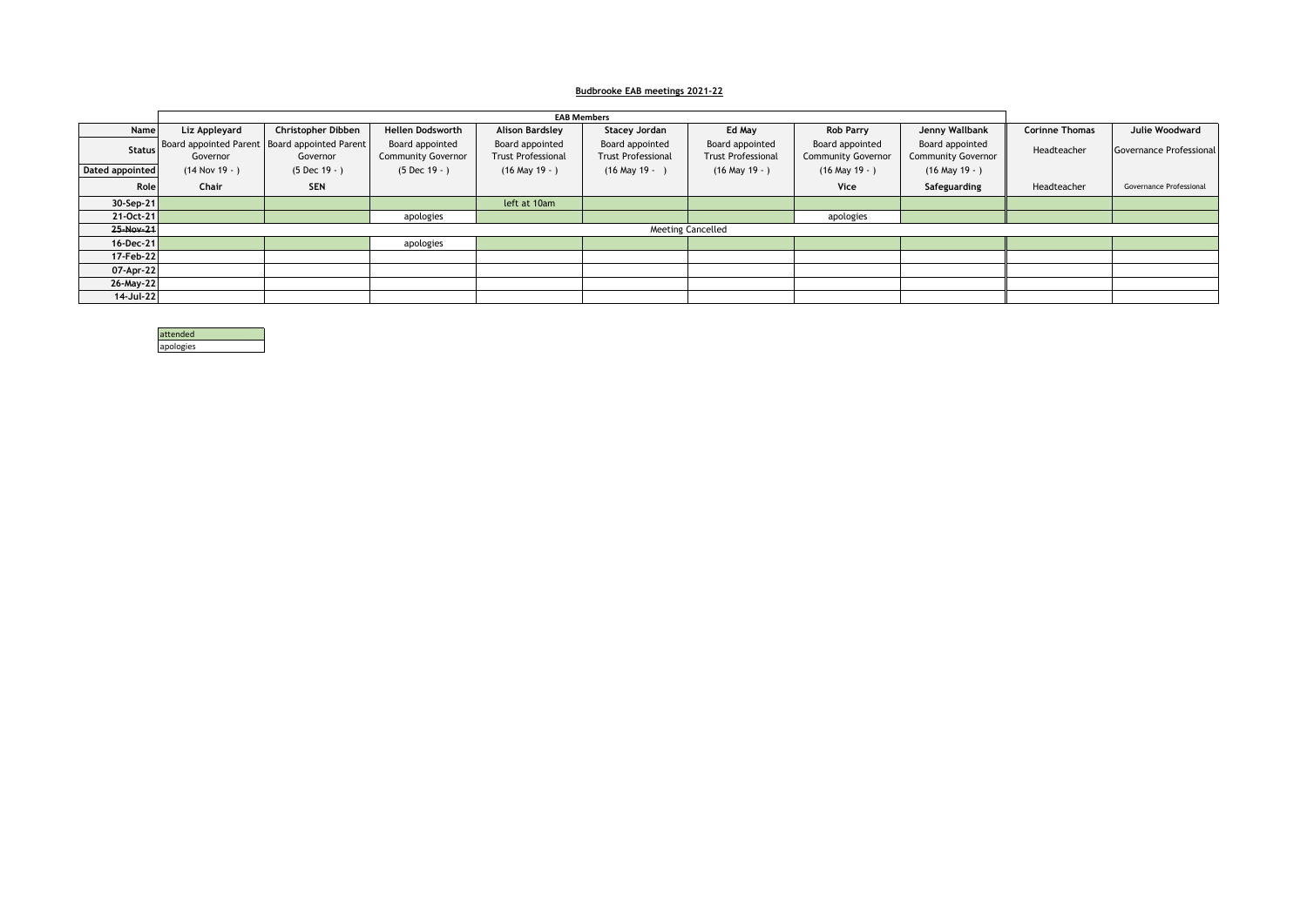**Budbrooke EAB meetings 2021-22**

| | EAB Members | | | | | | | | | |
|---|---|---|---|---|---|---|---|---|---|---|
| **Name** | **Liz Appleyard** | **Christopher Dibben** | **Hellen Dodsworth** | **Alison Bardsley** | **Stacey Jordan** | **Ed May** | **Rob Parry** | **Jenny Wallbank** | **Corinne Thomas** | **Julie Woodward** |
| **Status** | Board appointed Parent Governor | Board appointed Parent Governor | Board appointed Community Governor | Board appointed Trust Professional | Board appointed Trust Professional | Board appointed Trust Professional | Board appointed Community Governor | Board appointed Community Governor | Headteacher | Governance Professional |
| **Dated appointed** | (14 Nov 19 - ) | (5 Dec 19 - ) | (5 Dec 19 - ) | (16 May 19 - ) | (16 May 19 - ) | (16 May 19 - ) | (16 May 19 - ) | (16 May 19 - ) | | |
| **Role** | **Chair** | **SEN** | | | | | **Vice** | **Safeguarding** | Headteacher | Governance Professional |
| **30-Sep-21** | | | | left at 10am | | | | | | |
| **21-Oct-21** | | | apologies | | | | apologies | | | |
| **~~25-Nov-21~~** | Meeting Cancelled | | | | | | | | | |
| **16-Dec-21** | | | apologies | | | | | | | |
| **17-Feb-22** | | | | | | | | | | |
| **07-Apr-22** | | | | | | | | | | |
| **26-May-22** | | | | | | | | | | |
| **14-Jul-22** | | | | | | | | | | |

| |
|---|
| attended |
| apologies |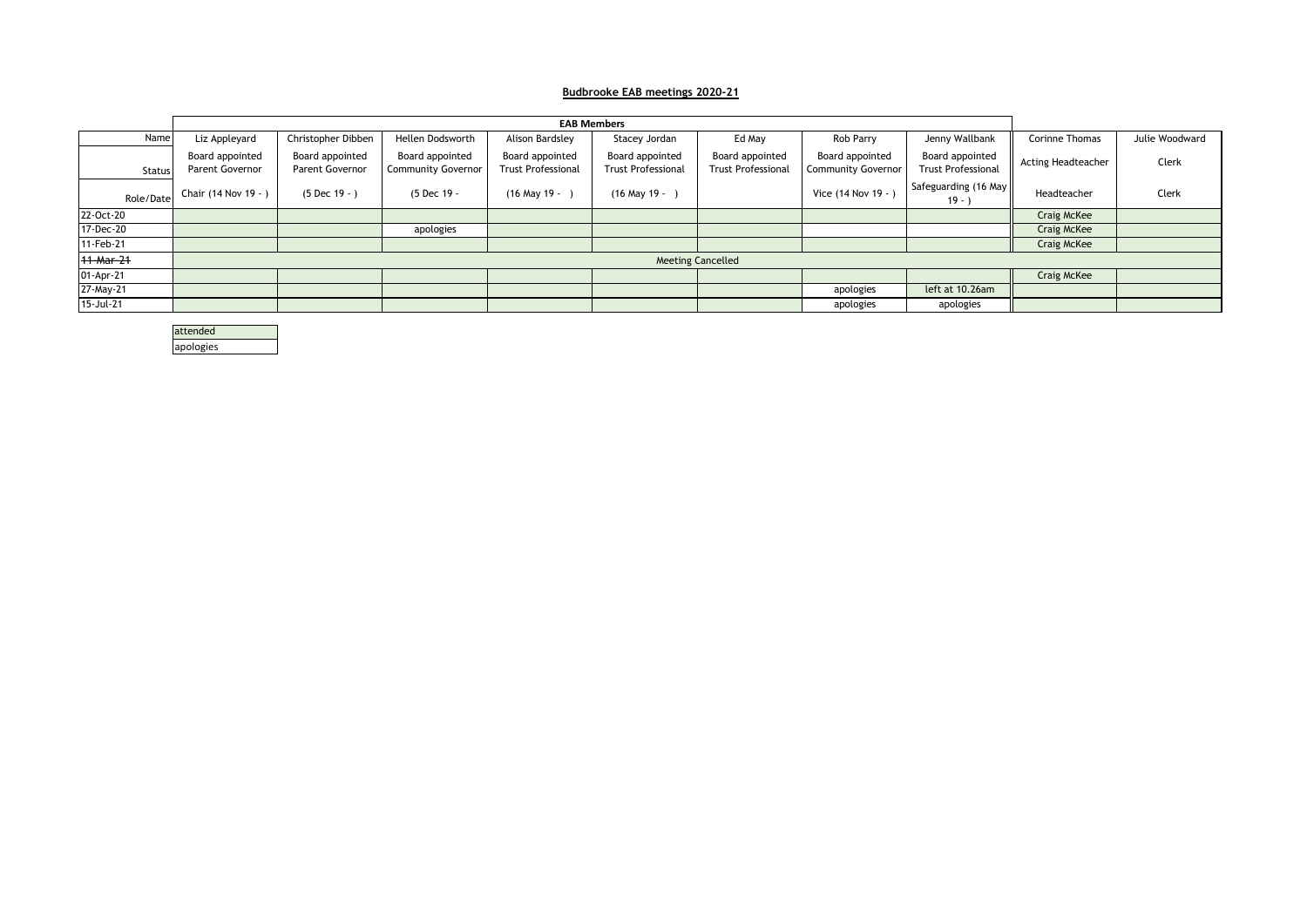**Budbrooke EAB meetings 2020-21**

| | EAB Members | | | | | | | | | |
|---|---|---|---|---|---|---|---|---|---|---|
| Name | Liz Appleyard | Christopher Dibben | Hellen Dodsworth | Alison Bardsley | Stacey Jordan | Ed May | Rob Parry | Jenny Wallbank | Corinne Thomas | Julie Woodward |
| Status | Board appointed Parent Governor | Board appointed Parent Governor | Board appointed Community Governor | Board appointed Trust Professional | Board appointed Trust Professional | Board appointed Trust Professional | Board appointed Community Governor | Board appointed Trust Professional | Acting Headteacher | Clerk |
| Role/Date | Chair (14 Nov 19 - ) | (5 Dec 19 - ) | (5 Dec 19 - | (16 May 19 - ) | (16 May 19 - ) | | Vice (14 Nov 19 - ) | Safeguarding (16 May 19 - ) | Headteacher | Clerk |
| 22-Oct-20 | | | | | | | | | Craig McKee | |
| 17-Dec-20 | | | apologies | | | | | | Craig McKee | |
| 11-Feb-21 | | | | | | | | | Craig McKee | |
| ~~11-Mar-21~~ | Meeting Cancelled | | | | | | | | | |
| 01-Apr-21 | | | | | | | | | Craig McKee | |
| 27-May-21 | | | | | | | apologies | left at 10.26am | | |
| 15-Jul-21 | | | | | | | apologies | apologies | | |

| |
|---|
| attended |
| apologies |